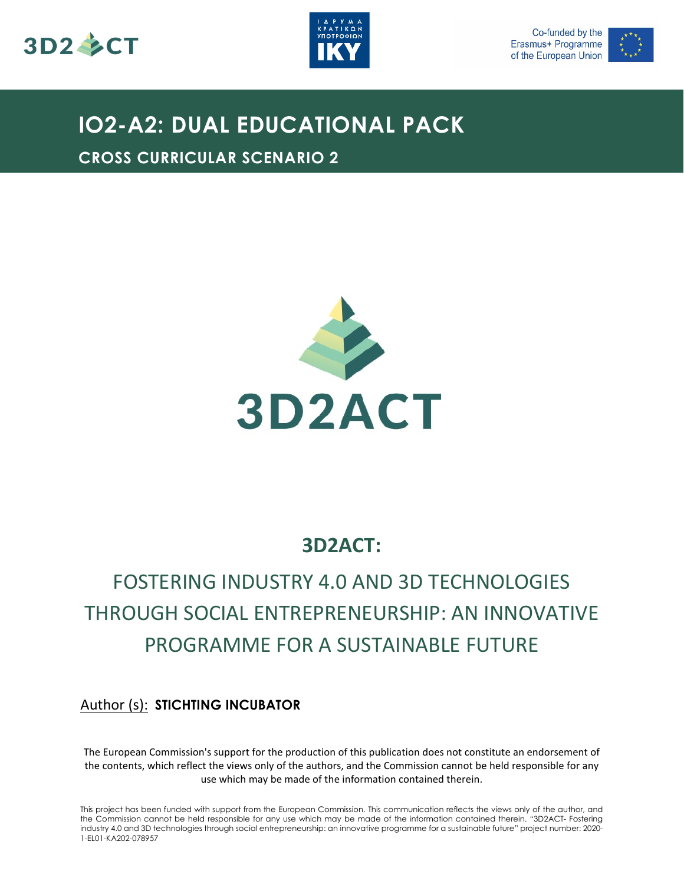# IO2-A2: DUAL EDUCATIONAL PACK

## CROSS CURRICULAR SCENARIO 2

## 3D2ACT:

FOSTERING INDUSTRY 4.0 AND 3D TECHNOLOGIES THROUGH SOCIAL ENTREPRENEURSHIP: AN INNOVATIVE PROGRAMME FOR A SUSTAINABLE FUTURE

Author (s): **STICHTING INCUBATOR**

The European Commission's support for the production of this publication does not constitute an endorsement of the contents, which reflect the views only of the authors, and the Commission cannot be held responsible for any use which may be made of the information contained therein.

This project has been funded with support from the European Commission. This communication reflects the views only of the author, and the Commission cannot be held responsible for any use which may be made of the information contained therein. "3D2ACT- Fostering industry 4.0 and 3D technologies through social entrepreneurship: an innovative programme for a sustainable future" project number: 2020-1-EL01-KA202-078957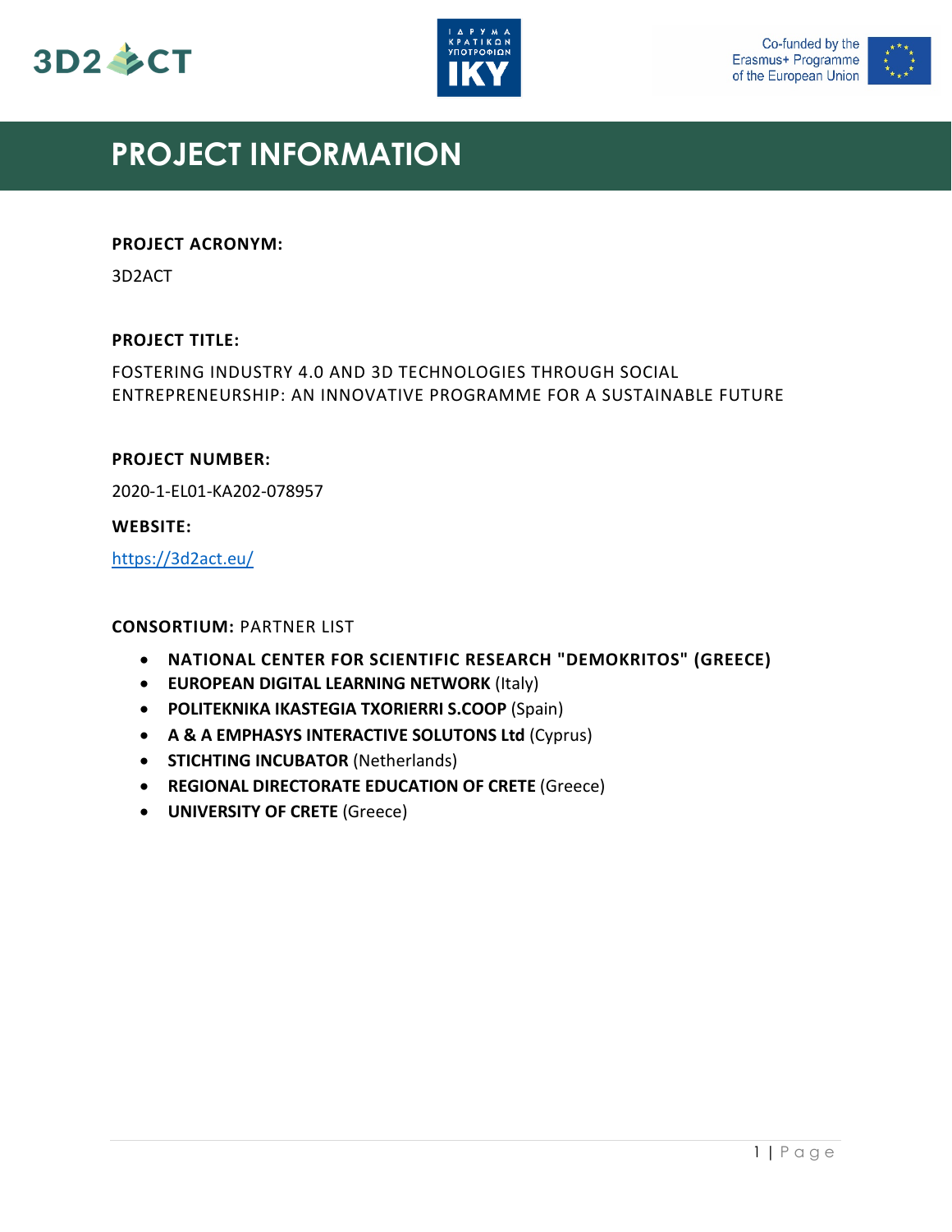# PROJECT INFORMATION

**PROJECT ACRONYM:**

3D2ACT

**PROJECT TITLE:**

FOSTERING INDUSTRY 4.0 AND 3D TECHNOLOGIES THROUGH SOCIAL ENTREPRENEURSHIP: AN INNOVATIVE PROGRAMME FOR A SUSTAINABLE FUTURE

**PROJECT NUMBER:**

2020-1-EL01-KA202-078957

**WEBSITE:**

[https://3d2act.eu/](https://3d2act.eu/)

**CONSORTIUM:** PARTNER LIST

- **NATIONAL CENTER FOR SCIENTIFIC RESEARCH "DEMOKRITOS" (GREECE)**
- **EUROPEAN DIGITAL LEARNING NETWORK** (Italy)
- **POLITEKNIKA IKASTEGIA TXORIERRI S.COOP** (Spain)
- **A & A EMPHASYS INTERACTIVE SOLUTONS Ltd** (Cyprus)
- **STICHTING INCUBATOR** (Netherlands)
- **REGIONAL DIRECTORATE EDUCATION OF CRETE** (Greece)
- **UNIVERSITY OF CRETE** (Greece)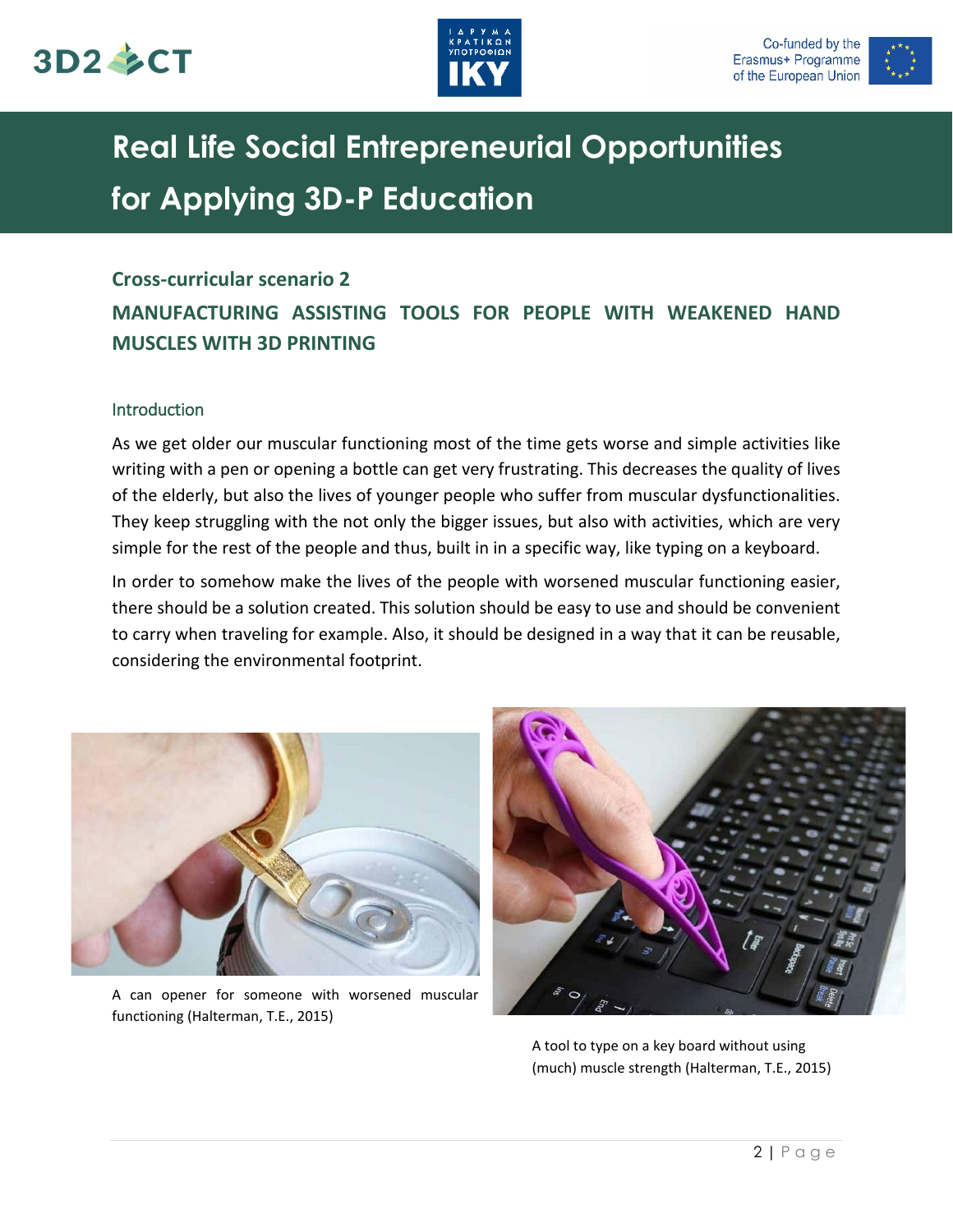# Real Life Social Entrepreneurial Opportunities for Applying 3D-P Education

## Cross-curricular scenario 2

## MANUFACTURING ASSISTING TOOLS FOR PEOPLE WITH WEAKENED HAND MUSCLES WITH 3D PRINTING

### Introduction

As we get older our muscular functioning most of the time gets worse and simple activities like writing with a pen or opening a bottle can get very frustrating. This decreases the quality of lives of the elderly, but also the lives of younger people who suffer from muscular dysfunctionalities. They keep struggling with the not only the bigger issues, but also with activities, which are very simple for the rest of the people and thus, built in in a specific way, like typing on a keyboard.

In order to somehow make the lives of the people with worsened muscular functioning easier, there should be a solution created. This solution should be easy to use and should be convenient to carry when traveling for example. Also, it should be designed in a way that it can be reusable, considering the environmental footprint.

A can opener for someone with worsened muscular functioning (Halterman, T.E., 2015)

A tool to type on a key board without using (much) muscle strength (Halterman, T.E., 2015)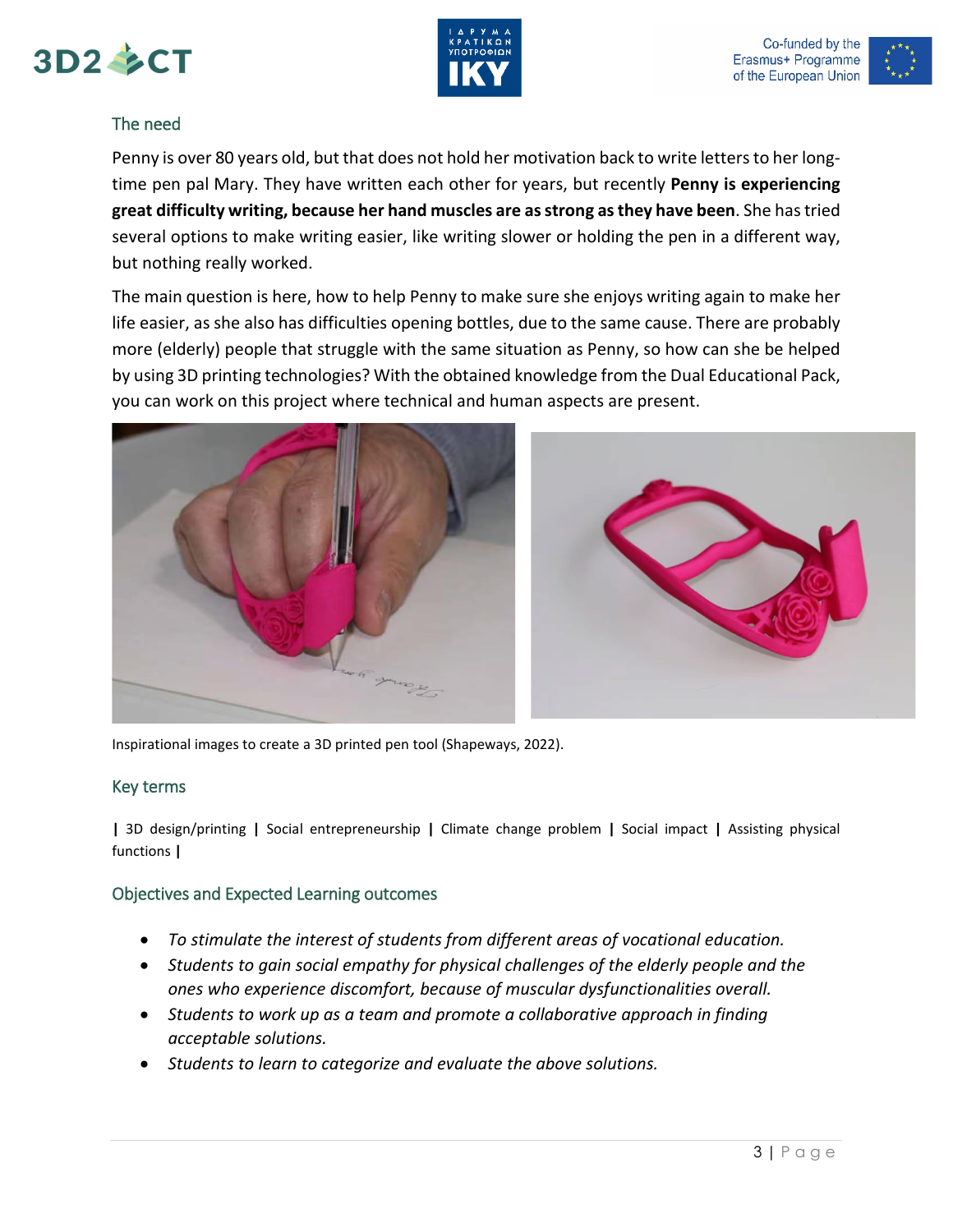## The need

Penny is over 80 years old, but that does not hold her motivation back to write letters to her long-time pen pal Mary. They have written each other for years, but recently **Penny is experiencing great difficulty writing, because her hand muscles are as strong as they have been**. She has tried several options to make writing easier, like writing slower or holding the pen in a different way, but nothing really worked.

The main question is here, how to help Penny to make sure she enjoys writing again to make her life easier, as she also has difficulties opening bottles, due to the same cause. There are probably more (elderly) people that struggle with the same situation as Penny, so how can she be helped by using 3D printing technologies? With the obtained knowledge from the Dual Educational Pack, you can work on this project where technical and human aspects are present.

Inspirational images to create a 3D printed pen tool (Shapeways, 2022).

## Key terms

| 3D design/printing | Social entrepreneurship | Climate change problem | Social impact | Assisting physical functions |

## Objectives and Expected Learning outcomes

- *To stimulate the interest of students from different areas of vocational education.*
- *Students to gain social empathy for physical challenges of the elderly people and the ones who experience discomfort, because of muscular dysfunctionalities overall.*
- *Students to work up as a team and promote a collaborative approach in finding acceptable solutions.*
- *Students to learn to categorize and evaluate the above solutions.*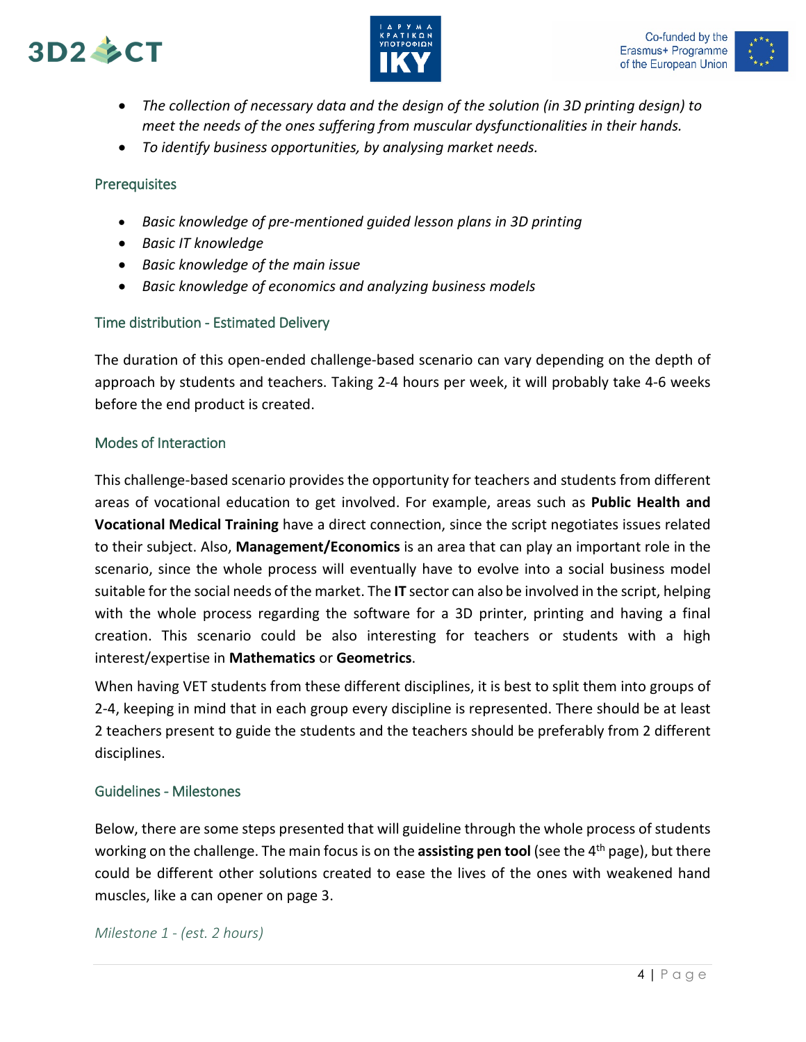- *The collection of necessary data and the design of the solution (in 3D printing design) to meet the needs of the ones suffering from muscular dysfunctionalities in their hands.*
- *To identify business opportunities, by analysing market needs.*

### Prerequisites

- *Basic knowledge of pre-mentioned guided lesson plans in 3D printing*
- *Basic IT knowledge*
- *Basic knowledge of the main issue*
- *Basic knowledge of economics and analyzing business models*

### Time distribution - Estimated Delivery

The duration of this open-ended challenge-based scenario can vary depending on the depth of approach by students and teachers. Taking 2-4 hours per week, it will probably take 4-6 weeks before the end product is created.

### Modes of Interaction

This challenge-based scenario provides the opportunity for teachers and students from different areas of vocational education to get involved. For example, areas such as **Public Health and Vocational Medical Training** have a direct connection, since the script negotiates issues related to their subject. Also, **Management/Economics** is an area that can play an important role in the scenario, since the whole process will eventually have to evolve into a social business model suitable for the social needs of the market. The **IT** sector can also be involved in the script, helping with the whole process regarding the software for a 3D printer, printing and having a final creation. This scenario could be also interesting for teachers or students with a high interest/expertise in **Mathematics** or **Geometrics**.

When having VET students from these different disciplines, it is best to split them into groups of 2-4, keeping in mind that in each group every discipline is represented. There should be at least 2 teachers present to guide the students and the teachers should be preferably from 2 different disciplines.

### Guidelines - Milestones

Below, there are some steps presented that will guideline through the whole process of students working on the challenge. The main focus is on the **assisting pen tool** (see the 4th page), but there could be different other solutions created to ease the lives of the ones with weakened hand muscles, like a can opener on page 3.

*Milestone 1 - (est. 2 hours)*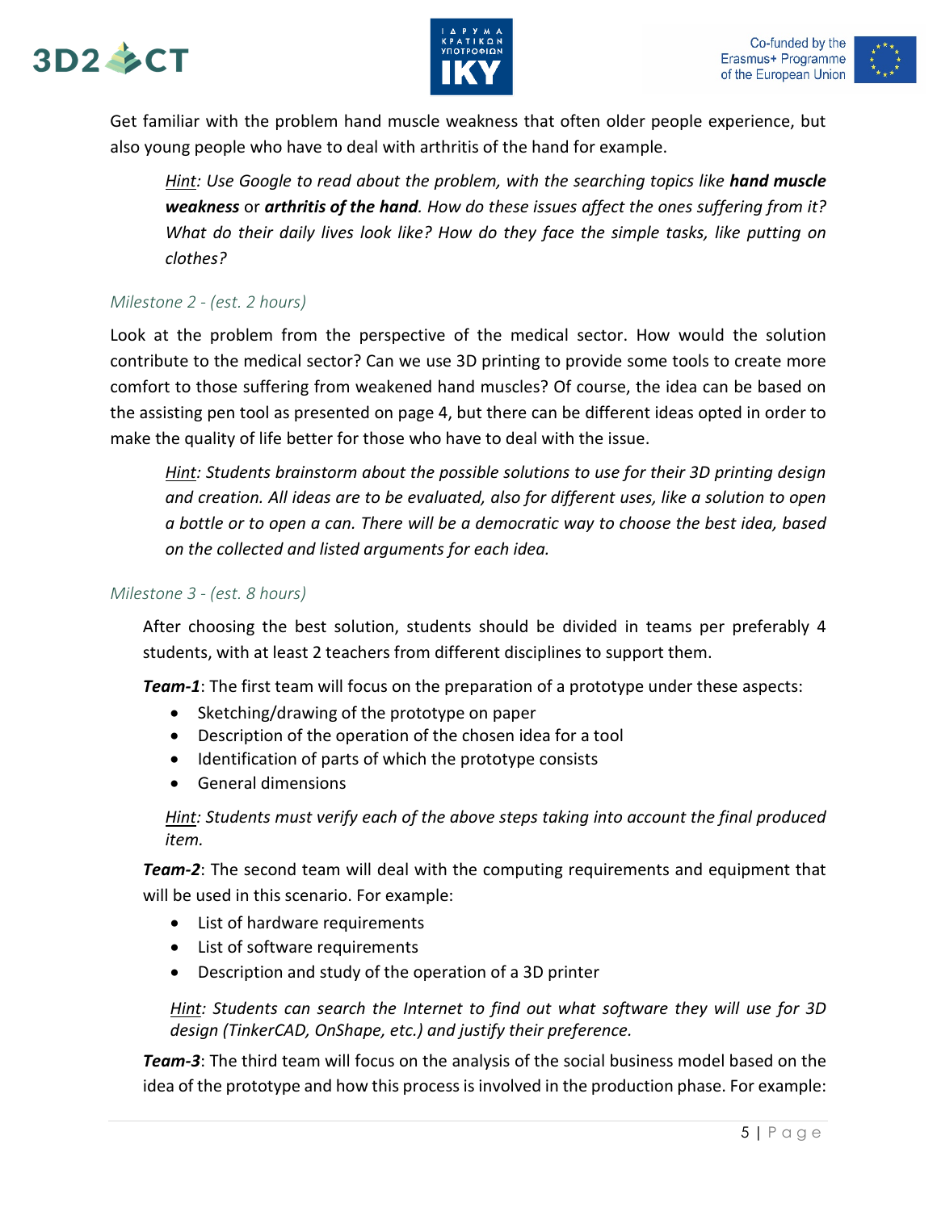Get familiar with the problem hand muscle weakness that often older people experience, but also young people who have to deal with arthritis of the hand for example.

> *Hint: Use Google to read about the problem, with the searching topics like* ***hand muscle weakness*** *or* ***arthritis of the hand****. How do these issues affect the ones suffering from it? What do their daily lives look like? How do they face the simple tasks, like putting on clothes?*

### *Milestone 2 - (est. 2 hours)*

Look at the problem from the perspective of the medical sector. How would the solution contribute to the medical sector? Can we use 3D printing to provide some tools to create more comfort to those suffering from weakened hand muscles? Of course, the idea can be based on the assisting pen tool as presented on page 4, but there can be different ideas opted in order to make the quality of life better for those who have to deal with the issue.

> *Hint: Students brainstorm about the possible solutions to use for their 3D printing design and creation. All ideas are to be evaluated, also for different uses, like a solution to open a bottle or to open a can. There will be a democratic way to choose the best idea, based on the collected and listed arguments for each idea.*

### *Milestone 3 - (est. 8 hours)*

After choosing the best solution, students should be divided in teams per preferably 4 students, with at least 2 teachers from different disciplines to support them.

***Team-1***: The first team will focus on the preparation of a prototype under these aspects:

- Sketching/drawing of the prototype on paper
- Description of the operation of the chosen idea for a tool
- Identification of parts of which the prototype consists
- General dimensions

> *Hint: Students must verify each of the above steps taking into account the final produced item.*

***Team-2***: The second team will deal with the computing requirements and equipment that will be used in this scenario. For example:

- List of hardware requirements
- List of software requirements
- Description and study of the operation of a 3D printer

> *Hint: Students can search the Internet to find out what software they will use for 3D design (TinkerCAD, OnShape, etc.) and justify their preference.*

***Team-3***: The third team will focus on the analysis of the social business model based on the idea of the prototype and how this process is involved in the production phase. For example: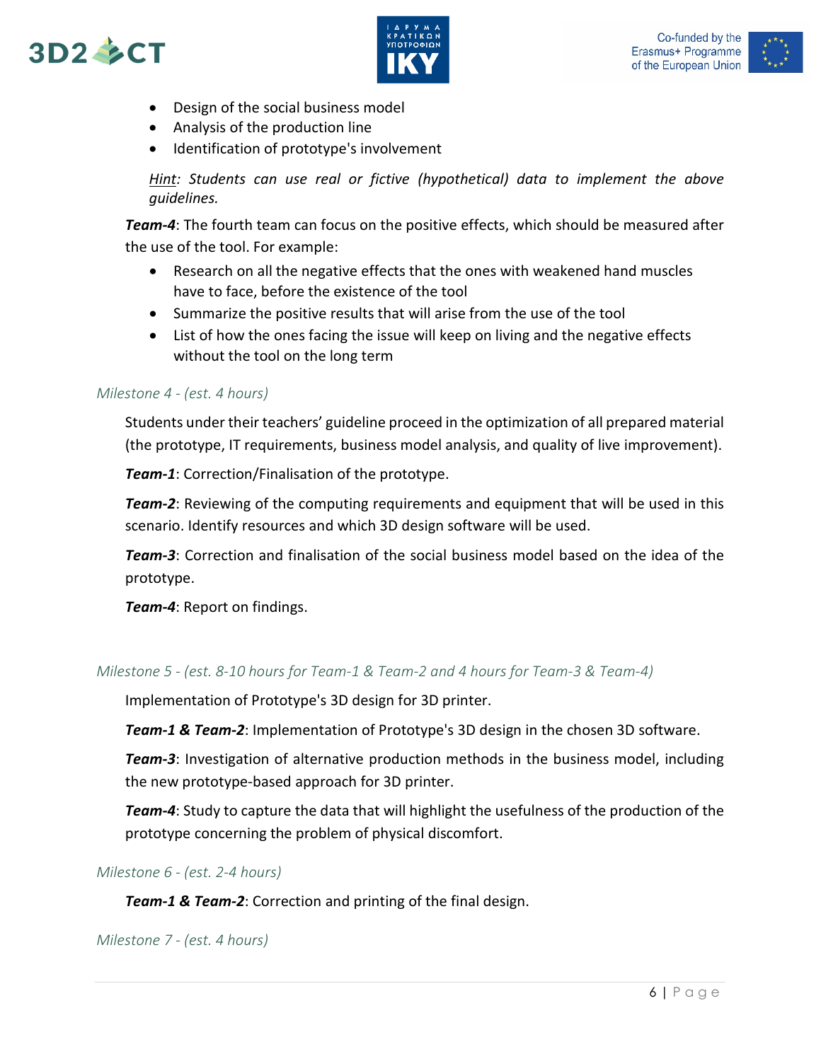- Design of the social business model
- Analysis of the production line
- Identification of prototype's involvement

*Hint: Students can use real or fictive (hypothetical) data to implement the above guidelines.*

***Team-4***: The fourth team can focus on the positive effects, which should be measured after the use of the tool. For example:

- Research on all the negative effects that the ones with weakened hand muscles have to face, before the existence of the tool
- Summarize the positive results that will arise from the use of the tool
- List of how the ones facing the issue will keep on living and the negative effects without the tool on the long term

### *Milestone 4 - (est. 4 hours)*

Students under their teachers' guideline proceed in the optimization of all prepared material (the prototype, IT requirements, business model analysis, and quality of live improvement).

***Team-1***: Correction/Finalisation of the prototype.

***Team-2***: Reviewing of the computing requirements and equipment that will be used in this scenario. Identify resources and which 3D design software will be used.

***Team-3***: Correction and finalisation of the social business model based on the idea of the prototype.

***Team-4***: Report on findings.

### *Milestone 5 - (est. 8-10 hours for Team-1 & Team-2 and 4 hours for Team-3 & Team-4)*

Implementation of Prototype's 3D design for 3D printer.

***Team-1 & Team-2***: Implementation of Prototype's 3D design in the chosen 3D software.

***Team-3***: Investigation of alternative production methods in the business model, including the new prototype-based approach for 3D printer.

***Team-4***: Study to capture the data that will highlight the usefulness of the production of the prototype concerning the problem of physical discomfort.

### *Milestone 6 - (est. 2-4 hours)*

***Team-1 & Team-2***: Correction and printing of the final design.

### *Milestone 7 - (est. 4 hours)*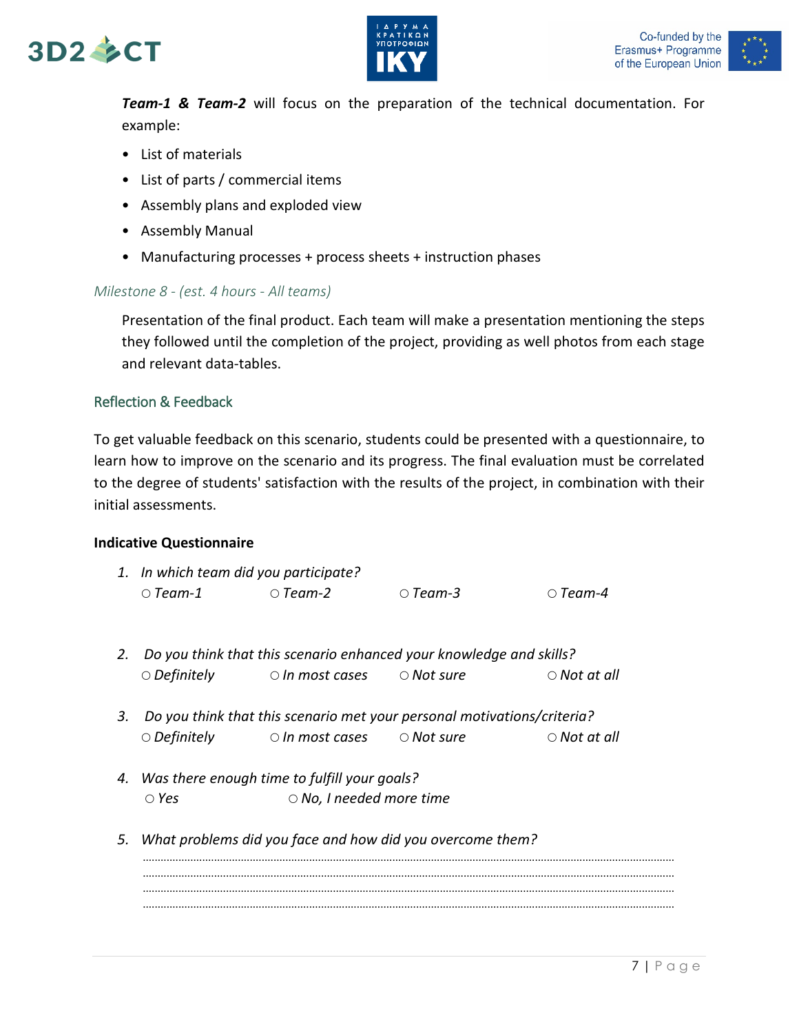***Team-1 & Team-2*** will focus on the preparation of the technical documentation. For example:

- List of materials
- List of parts / commercial items
- Assembly plans and exploded view
- Assembly Manual
- Manufacturing processes + process sheets + instruction phases

*Milestone 8 - (est. 4 hours - All teams)*

Presentation of the final product. Each team will make a presentation mentioning the steps they followed until the completion of the project, providing as well photos from each stage and relevant data-tables.

### Reflection & Feedback

To get valuable feedback on this scenario, students could be presented with a questionnaire, to learn how to improve on the scenario and its progress. The final evaluation must be correlated to the degree of students' satisfaction with the results of the project, in combination with their initial assessments.

**Indicative Questionnaire**

1. *In which team did you participate?*
   ○ *Team-1* ○ *Team-2* ○ *Team-3* ○ *Team-4*

2. *Do you think that this scenario enhanced your knowledge and skills?*
   ○ *Definitely* ○ *In most cases* ○ *Not sure* ○ *Not at all*

3. *Do you think that this scenario met your personal motivations/criteria?*
   ○ *Definitely* ○ *In most cases* ○ *Not sure* ○ *Not at all*

4. *Was there enough time to fulfill your goals?*
   ○ *Yes* ○ *No, I needed more time*

5. *What problems did you face and how did you overcome them?*
   ……………………………………………………………………………………………………………………
   ……………………………………………………………………………………………………………………
   ……………………………………………………………………………………………………………………
   ……………………………………………………………………………………………………………………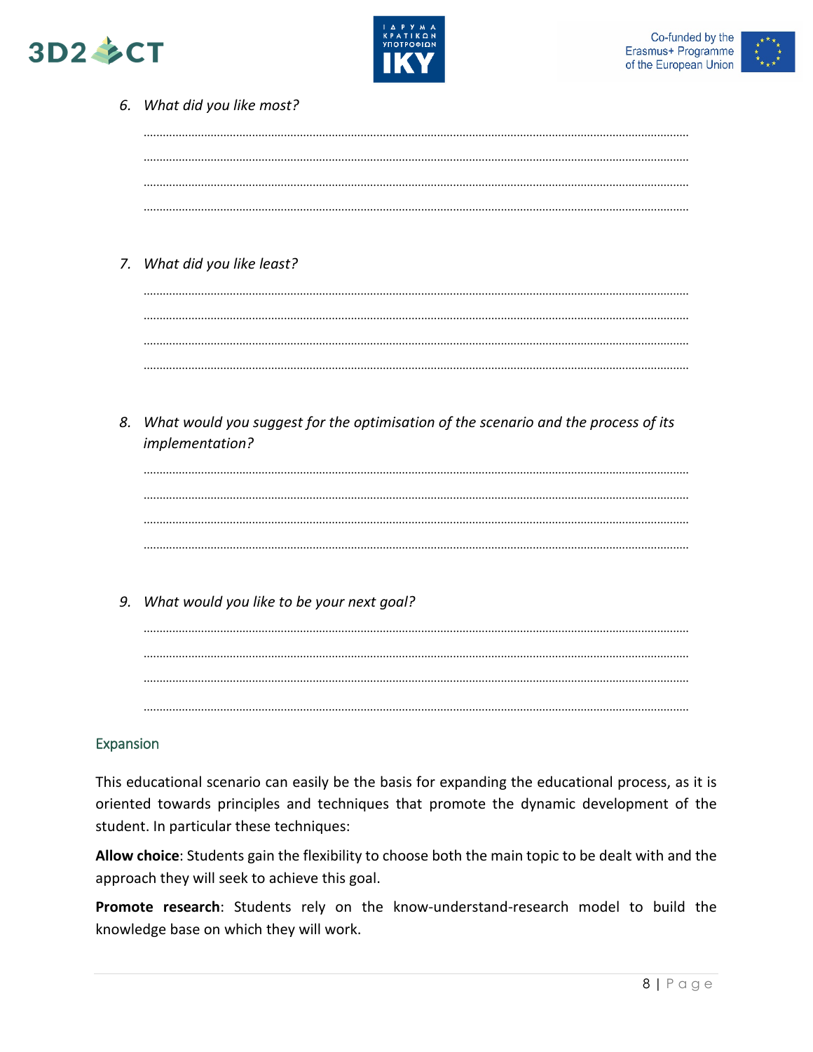6. *What did you like most?*

……………………………………………………………………………………………………………………………………

……………………………………………………………………………………………………………………………………

……………………………………………………………………………………………………………………………………

……………………………………………………………………………………………………………………………………

7. *What did you like least?*

……………………………………………………………………………………………………………………………………

……………………………………………………………………………………………………………………………………

……………………………………………………………………………………………………………………………………

……………………………………………………………………………………………………………………………………

8. *What would you suggest for the optimisation of the scenario and the process of its implementation?*

……………………………………………………………………………………………………………………………………

……………………………………………………………………………………………………………………………………

……………………………………………………………………………………………………………………………………

……………………………………………………………………………………………………………………………………

9. *What would you like to be your next goal?*

……………………………………………………………………………………………………………………………………

……………………………………………………………………………………………………………………………………

……………………………………………………………………………………………………………………………………

……………………………………………………………………………………………………………………………………

## Expansion

This educational scenario can easily be the basis for expanding the educational process, as it is oriented towards principles and techniques that promote the dynamic development of the student. In particular these techniques:

**Allow choice**: Students gain the flexibility to choose both the main topic to be dealt with and the approach they will seek to achieve this goal.

**Promote research**: Students rely on the know-understand-research model to build the knowledge base on which they will work.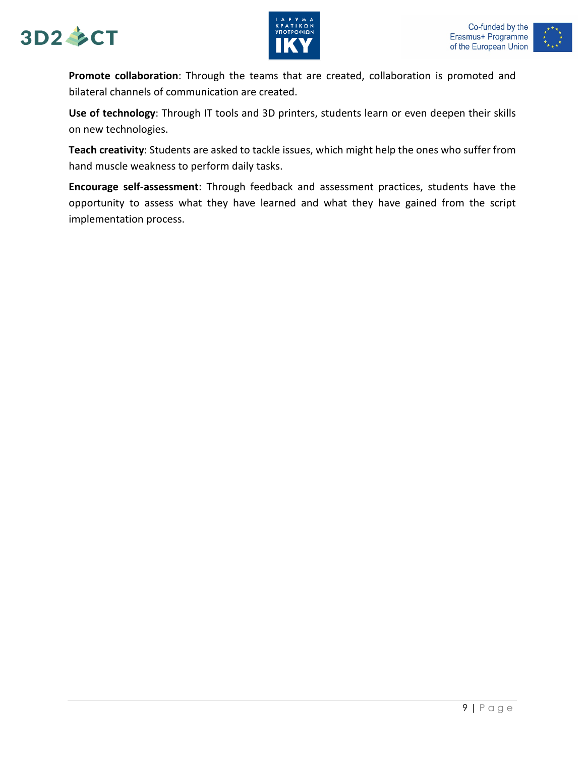**Promote collaboration**: Through the teams that are created, collaboration is promoted and bilateral channels of communication are created.

**Use of technology**: Through IT tools and 3D printers, students learn or even deepen their skills on new technologies.

**Teach creativity**: Students are asked to tackle issues, which might help the ones who suffer from hand muscle weakness to perform daily tasks.

**Encourage self-assessment**: Through feedback and assessment practices, students have the opportunity to assess what they have learned and what they have gained from the script implementation process.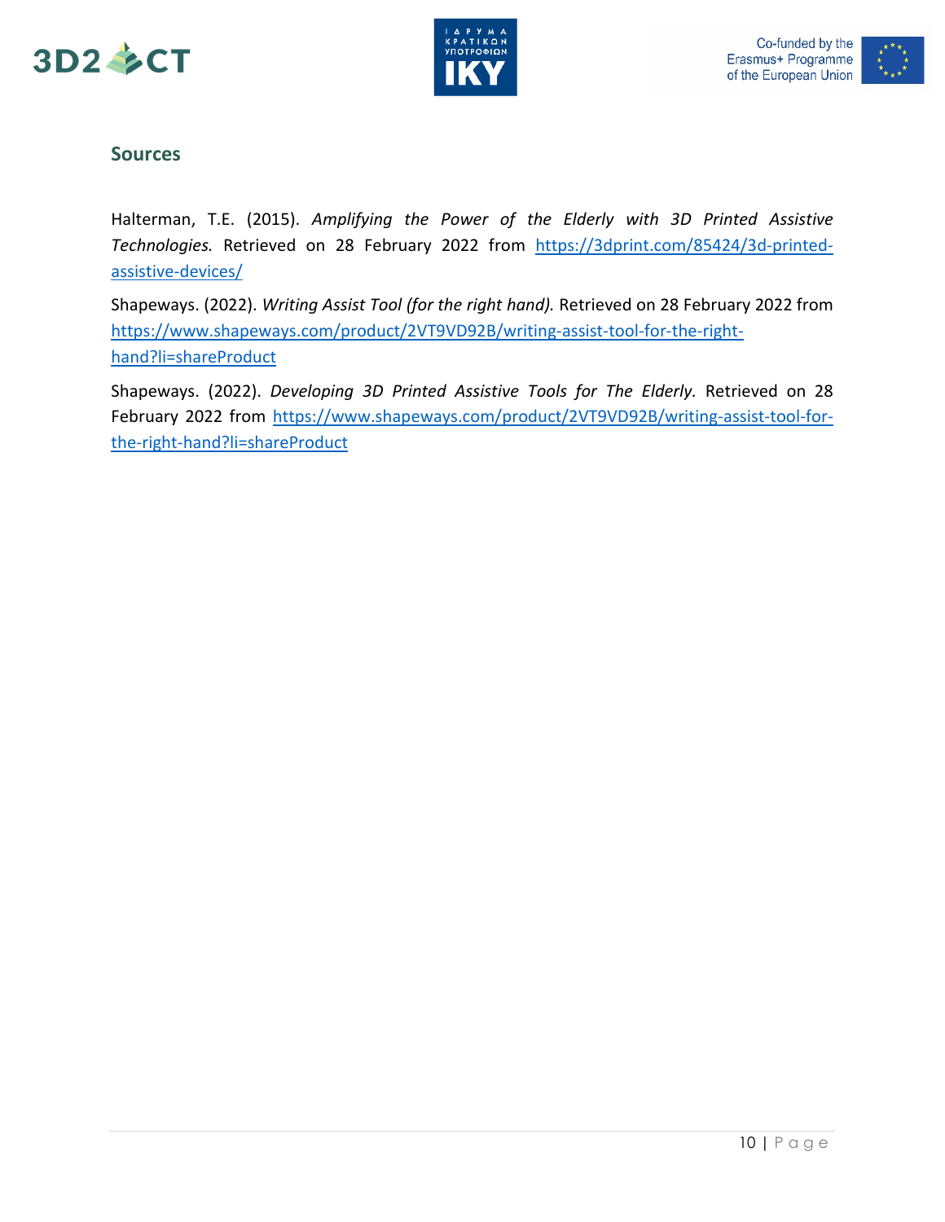## Sources

Halterman, T.E. (2015). *Amplifying the Power of the Elderly with 3D Printed Assistive Technologies.* Retrieved on 28 February 2022 from https://3dprint.com/85424/3d-printed-assistive-devices/

Shapeways. (2022). *Writing Assist Tool (for the right hand).* Retrieved on 28 February 2022 from https://www.shapeways.com/product/2VT9VD92B/writing-assist-tool-for-the-right-hand?li=shareProduct

Shapeways. (2022). *Developing 3D Printed Assistive Tools for The Elderly.* Retrieved on 28 February 2022 from https://www.shapeways.com/product/2VT9VD92B/writing-assist-tool-for-the-right-hand?li=shareProduct